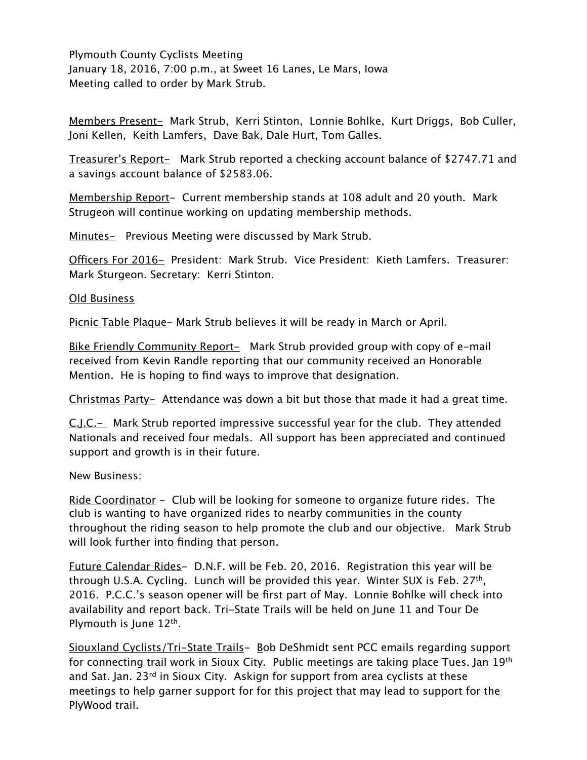Plymouth County Cyclists Meeting
January 18, 2016, 7:00 p.m., at Sweet 16 Lanes, Le Mars, Iowa
Meeting called to order by Mark Strub.

<u>Members Present-</u> Mark Strub, Kerri Stinton, Lonnie Bohlke, Kurt Driggs, Bob Culler, Joni Kellen, Keith Lamfers, Dave Bak, Dale Hurt, Tom Galles.

<u>Treasurer's Report-</u> Mark Strub reported a checking account balance of $2747.71 and a savings account balance of $2583.06.

<u>Membership Report</u>- Current membership stands at 108 adult and 20 youth. Mark Strugeon will continue working on updating membership methods.

<u>Minutes-</u> Previous Meeting were discussed by Mark Strub.

<u>Officers For 2016-</u> President: Mark Strub. Vice President: Kieth Lamfers. Treasurer: Mark Sturgeon. Secretary: Kerri Stinton.

<u>Old Business</u>

<u>Picnic Table Plaque</u>- Mark Strub believes it will be ready in March or April.

<u>Bike Friendly Community Report-</u> Mark Strub provided group with copy of e-mail received from Kevin Randle reporting that our community received an Honorable Mention. He is hoping to find ways to improve that designation.

<u>Christmas Party-</u> Attendance was down a bit but those that made it had a great time.

<u>C.J.C.-</u> Mark Strub reported impressive successful year for the club. They attended Nationals and received four medals. All support has been appreciated and continued support and growth is in their future.

New Business:

<u>Ride Coordinator</u> - Club will be looking for someone to organize future rides. The club is wanting to have organized rides to nearby communities in the county throughout the riding season to help promote the club and our objective. Mark Strub will look further into finding that person.

<u>Future Calendar Rides</u>- D.N.F. will be Feb. 20, 2016. Registration this year will be through U.S.A. Cycling. Lunch will be provided this year. Winter SUX is Feb. 27th, 2016. P.C.C.'s season opener will be first part of May. Lonnie Bohlke will check into availability and report back. Tri-State Trails will be held on June 11 and Tour De Plymouth is June 12th.

<u>Siouxland Cyclists/Tri-State Trails</u>- Bob DeShmidt sent PCC emails regarding support for connecting trail work in Sioux City. Public meetings are taking place Tues. Jan 19th and Sat. Jan. 23rd in Sioux City. Askign for support from area cyclists at these meetings to help garner support for for this project that may lead to support for the PlyWood trail.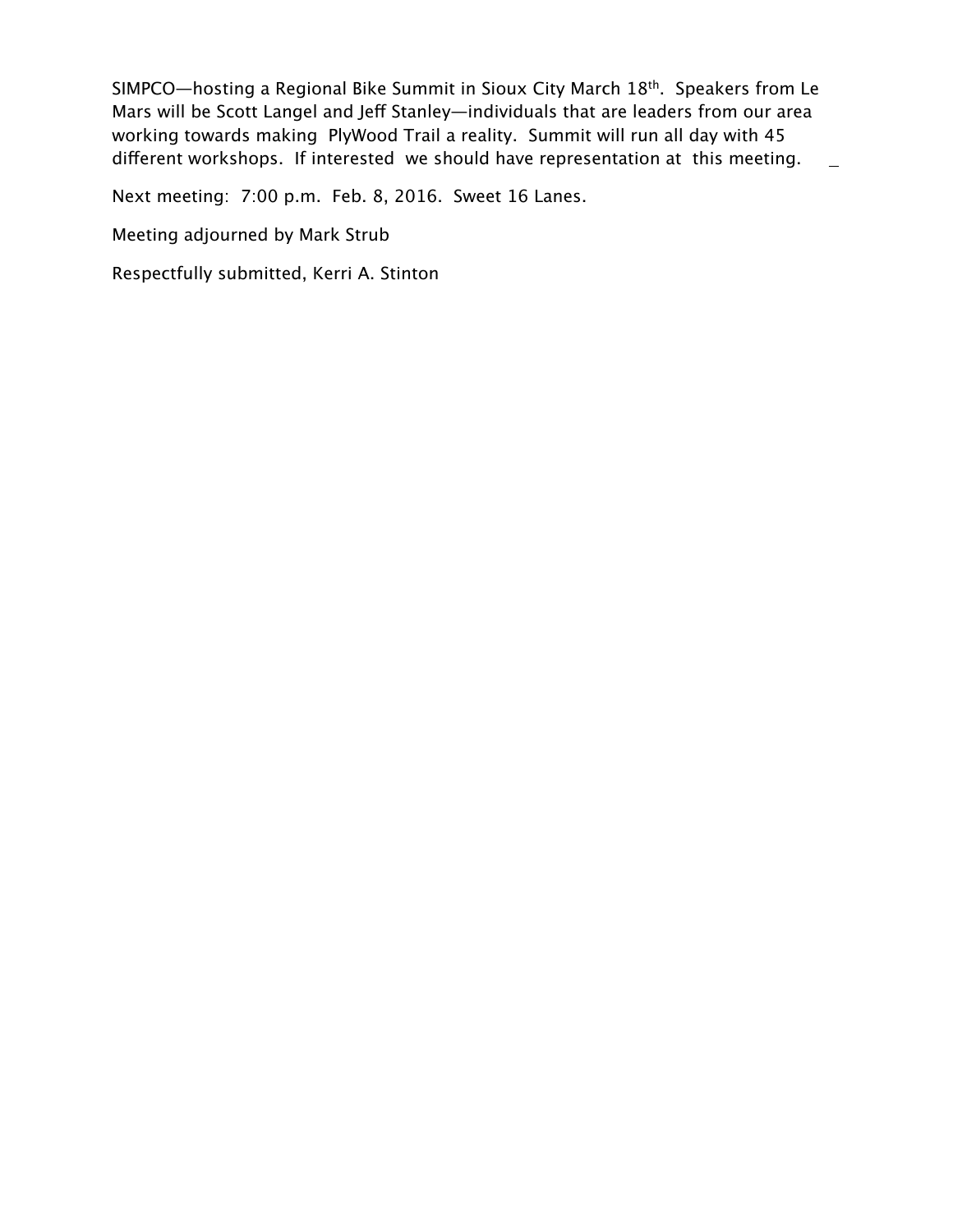SIMPCO—hosting a Regional Bike Summit in Sioux City March 18th. Speakers from Le Mars will be Scott Langel and Jeff Stanley—individuals that are leaders from our area working towards making PlyWood Trail a reality. Summit will run all day with 45 different workshops. If interested we should have representation at this meeting.

Next meeting: 7:00 p.m. Feb. 8, 2016. Sweet 16 Lanes.

Meeting adjourned by Mark Strub

Respectfully submitted, Kerri A. Stinton